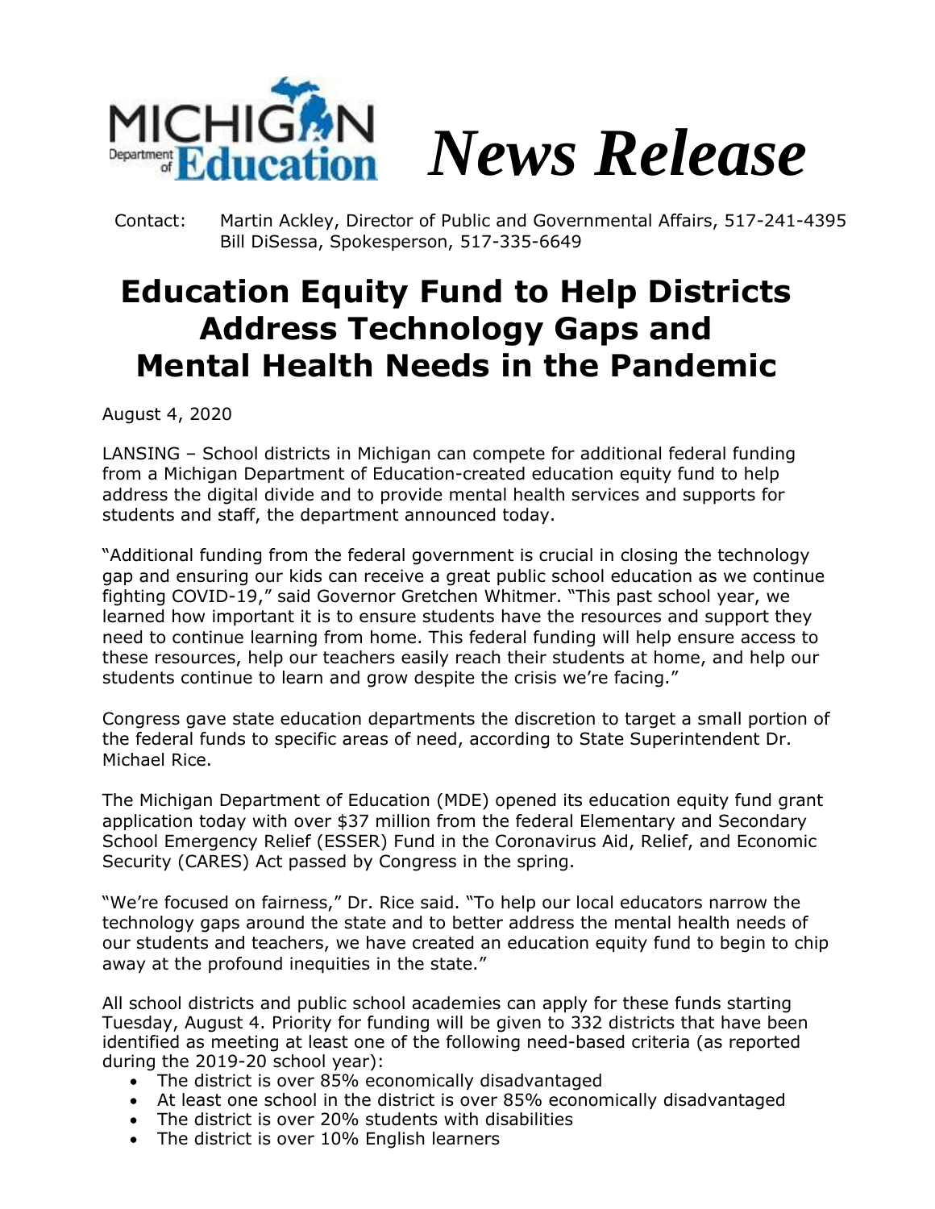MICHIGAN Department of Education

*News Release*

Contact: Martin Ackley, Director of Public and Governmental Affairs, 517-241-4395
Bill DiSessa, Spokesperson, 517-335-6649

# Education Equity Fund to Help Districts Address Technology Gaps and Mental Health Needs in the Pandemic

August 4, 2020

LANSING – School districts in Michigan can compete for additional federal funding from a Michigan Department of Education-created education equity fund to help address the digital divide and to provide mental health services and supports for students and staff, the department announced today.

"Additional funding from the federal government is crucial in closing the technology gap and ensuring our kids can receive a great public school education as we continue fighting COVID-19," said Governor Gretchen Whitmer. "This past school year, we learned how important it is to ensure students have the resources and support they need to continue learning from home. This federal funding will help ensure access to these resources, help our teachers easily reach their students at home, and help our students continue to learn and grow despite the crisis we're facing."

Congress gave state education departments the discretion to target a small portion of the federal funds to specific areas of need, according to State Superintendent Dr. Michael Rice.

The Michigan Department of Education (MDE) opened its education equity fund grant application today with over $37 million from the federal Elementary and Secondary School Emergency Relief (ESSER) Fund in the Coronavirus Aid, Relief, and Economic Security (CARES) Act passed by Congress in the spring.

"We're focused on fairness," Dr. Rice said. "To help our local educators narrow the technology gaps around the state and to better address the mental health needs of our students and teachers, we have created an education equity fund to begin to chip away at the profound inequities in the state."

All school districts and public school academies can apply for these funds starting Tuesday, August 4. Priority for funding will be given to 332 districts that have been identified as meeting at least one of the following need-based criteria (as reported during the 2019-20 school year):

- The district is over 85% economically disadvantaged
- At least one school in the district is over 85% economically disadvantaged
- The district is over 20% students with disabilities
- The district is over 10% English learners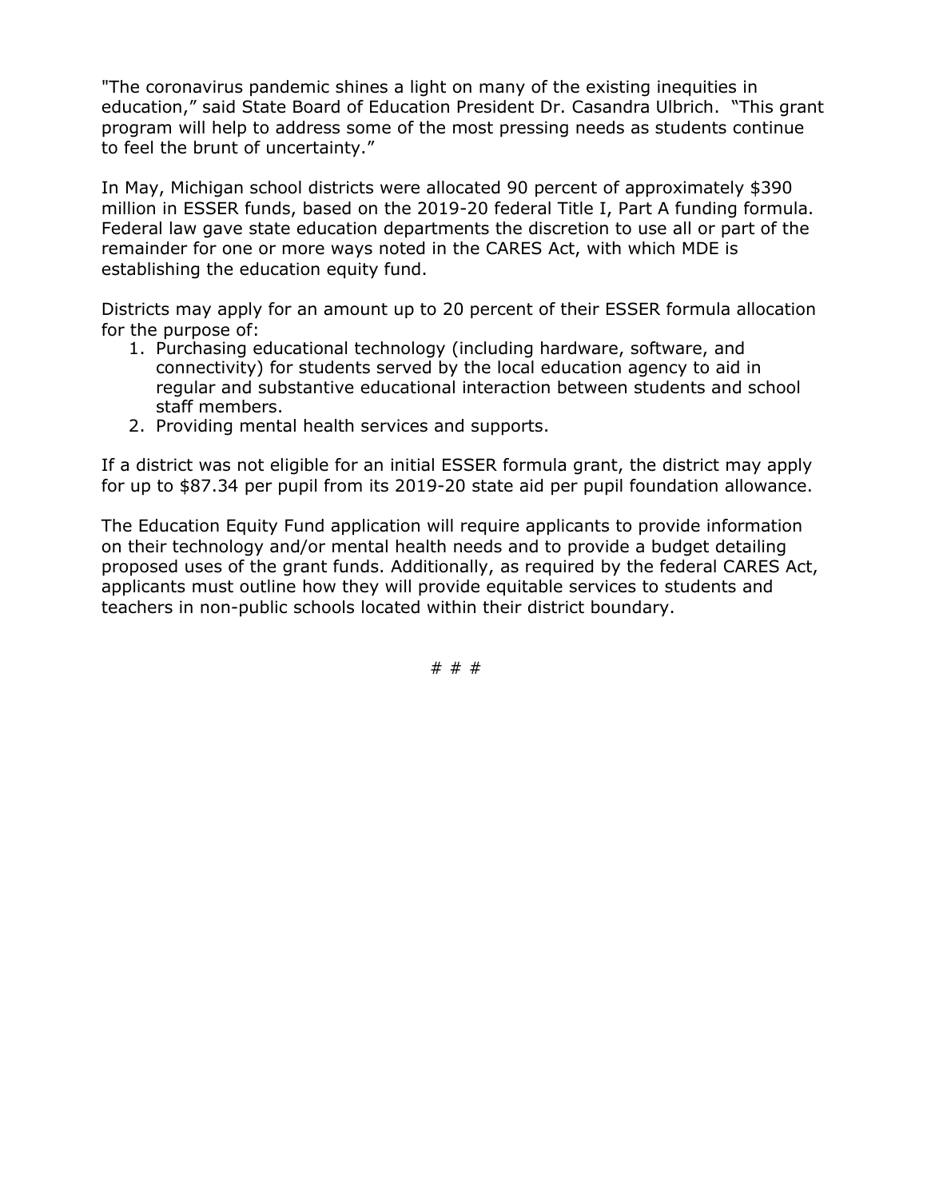"The coronavirus pandemic shines a light on many of the existing inequities in education," said State Board of Education President Dr. Casandra Ulbrich. "This grant program will help to address some of the most pressing needs as students continue to feel the brunt of uncertainty."

In May, Michigan school districts were allocated 90 percent of approximately $390 million in ESSER funds, based on the 2019-20 federal Title I, Part A funding formula. Federal law gave state education departments the discretion to use all or part of the remainder for one or more ways noted in the CARES Act, with which MDE is establishing the education equity fund.

Districts may apply for an amount up to 20 percent of their ESSER formula allocation for the purpose of:

1. Purchasing educational technology (including hardware, software, and connectivity) for students served by the local education agency to aid in regular and substantive educational interaction between students and school staff members.
2. Providing mental health services and supports.

If a district was not eligible for an initial ESSER formula grant, the district may apply for up to $87.34 per pupil from its 2019-20 state aid per pupil foundation allowance.

The Education Equity Fund application will require applicants to provide information on their technology and/or mental health needs and to provide a budget detailing proposed uses of the grant funds. Additionally, as required by the federal CARES Act, applicants must outline how they will provide equitable services to students and teachers in non-public schools located within their district boundary.

# # #